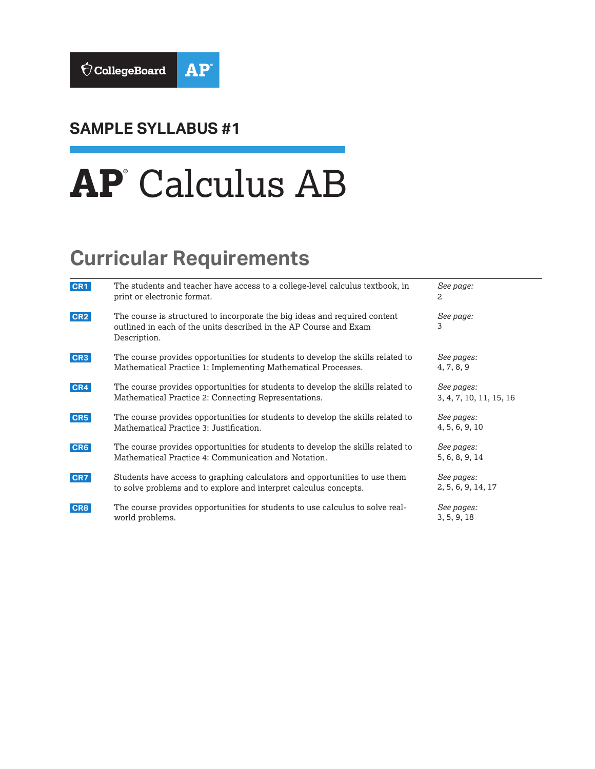CollegeBoard AP

## SAMPLE SYLLABUS #1

# AP Calculus AB

## Curricular Requirements

| | | |
|---|---|---|
| CR1 | The students and teacher have access to a college-level calculus textbook, in print or electronic format. | *See page:* 2 |
| CR2 | The course is structured to incorporate the big ideas and required content outlined in each of the units described in the AP Course and Exam Description. | *See page:* 3 |
| CR3 | The course provides opportunities for students to develop the skills related to Mathematical Practice 1: Implementing Mathematical Processes. | *See pages:* 4, 7, 8, 9 |
| CR4 | The course provides opportunities for students to develop the skills related to Mathematical Practice 2: Connecting Representations. | *See pages:* 3, 4, 7, 10, 11, 15, 16 |
| CR5 | The course provides opportunities for students to develop the skills related to Mathematical Practice 3: Justification. | *See pages:* 4, 5, 6, 9, 10 |
| CR6 | The course provides opportunities for students to develop the skills related to Mathematical Practice 4: Communication and Notation. | *See pages:* 5, 6, 8, 9, 14 |
| CR7 | Students have access to graphing calculators and opportunities to use them to solve problems and to explore and interpret calculus concepts. | *See pages:* 2, 5, 6, 9, 14, 17 |
| CR8 | The course provides opportunities for students to use calculus to solve real-world problems. | *See pages:* 3, 5, 9, 18 |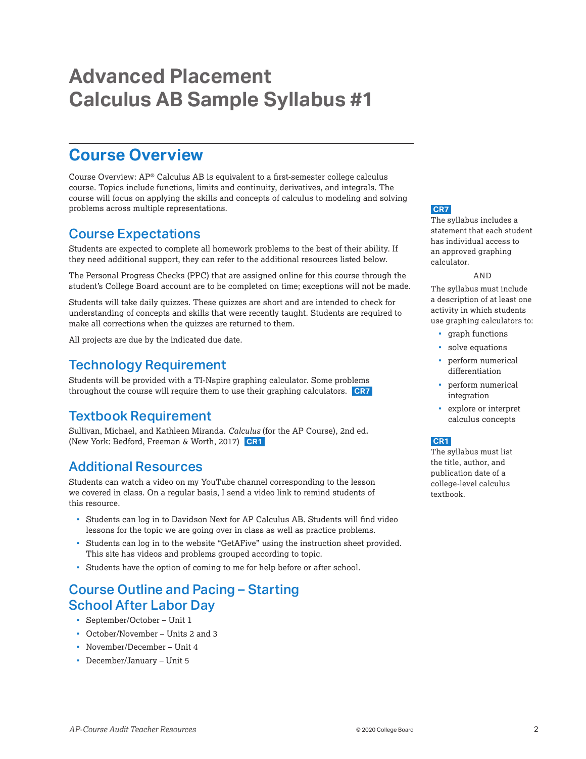# Advanced Placement Calculus AB Sample Syllabus #1

## Course Overview

Course Overview: AP® Calculus AB is equivalent to a first-semester college calculus course. Topics include functions, limits and continuity, derivatives, and integrals. The course will focus on applying the skills and concepts of calculus to modeling and solving problems across multiple representations.

### Course Expectations

Students are expected to complete all homework problems to the best of their ability. If they need additional support, they can refer to the additional resources listed below.

The Personal Progress Checks (PPC) that are assigned online for this course through the student's College Board account are to be completed on time; exceptions will not be made.

Students will take daily quizzes. These quizzes are short and are intended to check for understanding of concepts and skills that were recently taught. Students are required to make all corrections when the quizzes are returned to them.

All projects are due by the indicated due date.

### Technology Requirement

Students will be provided with a TI-Nspire graphing calculator. Some problems throughout the course will require them to use their graphing calculators. **CR7**

### Textbook Requirement

Sullivan, Michael, and Kathleen Miranda. *Calculus* (for the AP Course), 2nd ed. (New York: Bedford, Freeman & Worth, 2017) **CR1**

### Additional Resources

Students can watch a video on my YouTube channel corresponding to the lesson we covered in class. On a regular basis, I send a video link to remind students of this resource.

- Students can log in to Davidson Next for AP Calculus AB. Students will find video lessons for the topic we are going over in class as well as practice problems.
- Students can log in to the website "GetAFive" using the instruction sheet provided. This site has videos and problems grouped according to topic.
- Students have the option of coming to me for help before or after school.

### Course Outline and Pacing – Starting School After Labor Day

- September/October – Unit 1
- October/November – Units 2 and 3
- November/December – Unit 4
- December/January – Unit 5

**CR7**
The syllabus includes a statement that each student has individual access to an approved graphing calculator.

AND

The syllabus must include a description of at least one activity in which students use graphing calculators to:

- graph functions
- solve equations
- perform numerical differentiation
- perform numerical integration
- explore or interpret calculus concepts

**CR1**
The syllabus must list the title, author, and publication date of a college-level calculus textbook.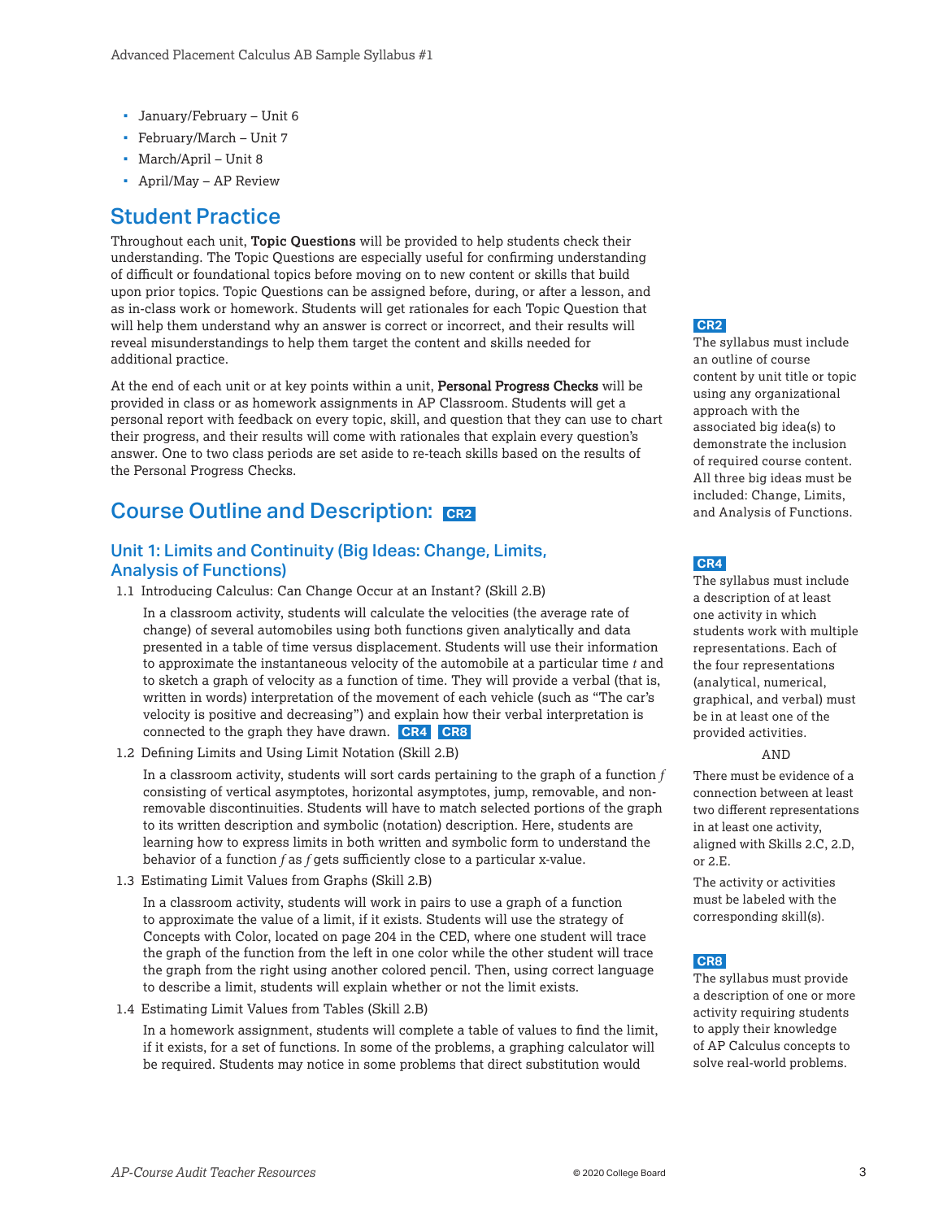- January/February – Unit 6
- February/March – Unit 7
- March/April – Unit 8
- April/May – AP Review

## Student Practice

Throughout each unit, **Topic Questions** will be provided to help students check their understanding. The Topic Questions are especially useful for confirming understanding of difficult or foundational topics before moving on to new content or skills that build upon prior topics. Topic Questions can be assigned before, during, or after a lesson, and as in-class work or homework. Students will get rationales for each Topic Question that will help them understand why an answer is correct or incorrect, and their results will reveal misunderstandings to help them target the content and skills needed for additional practice.

At the end of each unit or at key points within a unit, **Personal Progress Checks** will be provided in class or as homework assignments in AP Classroom. Students will get a personal report with feedback on every topic, skill, and question that they can use to chart their progress, and their results will come with rationales that explain every question's answer. One to two class periods are set aside to re-teach skills based on the results of the Personal Progress Checks.

## Course Outline and Description: CR2

### Unit 1: Limits and Continuity (Big Ideas: Change, Limits, Analysis of Functions)

1.1 Introducing Calculus: Can Change Occur at an Instant? (Skill 2.B)

In a classroom activity, students will calculate the velocities (the average rate of change) of several automobiles using both functions given analytically and data presented in a table of time versus displacement. Students will use their information to approximate the instantaneous velocity of the automobile at a particular time $t$ and to sketch a graph of velocity as a function of time. They will provide a verbal (that is, written in words) interpretation of the movement of each vehicle (such as "The car's velocity is positive and decreasing") and explain how their verbal interpretation is connected to the graph they have drawn. CR4 CR8

1.2 Defining Limits and Using Limit Notation (Skill 2.B)

In a classroom activity, students will sort cards pertaining to the graph of a function $f$ consisting of vertical asymptotes, horizontal asymptotes, jump, removable, and non-removable discontinuities. Students will have to match selected portions of the graph to its written description and symbolic (notation) description. Here, students are learning how to express limits in both written and symbolic form to understand the behavior of a function $f$ as $f$ gets sufficiently close to a particular x-value.

1.3 Estimating Limit Values from Graphs (Skill 2.B)

In a classroom activity, students will work in pairs to use a graph of a function to approximate the value of a limit, if it exists. Students will use the strategy of Concepts with Color, located on page 204 in the CED, where one student will trace the graph of the function from the left in one color while the other student will trace the graph from the right using another colored pencil. Then, using correct language to describe a limit, students will explain whether or not the limit exists.

1.4 Estimating Limit Values from Tables (Skill 2.B)

In a homework assignment, students will complete a table of values to find the limit, if it exists, for a set of functions. In some of the problems, a graphing calculator will be required. Students may notice in some problems that direct substitution would

**CR2**
The syllabus must include an outline of course content by unit title or topic using any organizational approach with the associated big idea(s) to demonstrate the inclusion of required course content. All three big ideas must be included: Change, Limits, and Analysis of Functions.

**CR4**
The syllabus must include a description of at least one activity in which students work with multiple representations. Each of the four representations (analytical, numerical, graphical, and verbal) must be in at least one of the provided activities.

AND

There must be evidence of a connection between at least two different representations in at least one activity, aligned with Skills 2.C, 2.D, or 2.E.

The activity or activities must be labeled with the corresponding skill(s).

**CR8**
The syllabus must provide a description of one or more activity requiring students to apply their knowledge of AP Calculus concepts to solve real-world problems.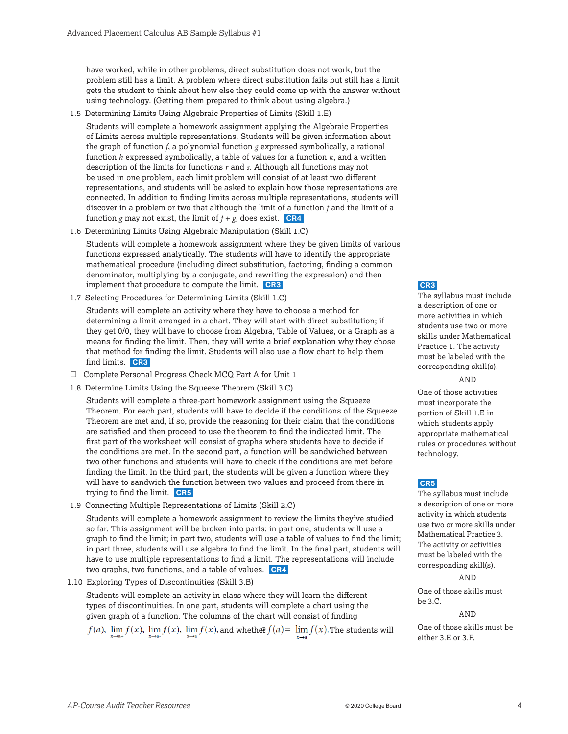have worked, while in other problems, direct substitution does not work, but the problem still has a limit. A problem where direct substitution fails but still has a limit gets the student to think about how else they could come up with the answer without using technology. (Getting them prepared to think about using algebra.)

1.5 Determining Limits Using Algebraic Properties of Limits (Skill 1.E)

Students will complete a homework assignment applying the Algebraic Properties of Limits across multiple representations. Students will be given information about the graph of function $f$, a polynomial function $g$ expressed symbolically, a rational function $h$ expressed symbolically, a table of values for a function $k$, and a written description of the limits for functions $r$ and $s$. Although all functions may not be used in one problem, each limit problem will consist of at least two different representations, and students will be asked to explain how those representations are connected. In addition to finding limits across multiple representations, students will discover in a problem or two that although the limit of a function $f$ and the limit of a function $g$ may not exist, the limit of $f + g$, does exist. **CR4**

1.6 Determining Limits Using Algebraic Manipulation (Skill 1.C)

Students will complete a homework assignment where they be given limits of various functions expressed analytically. The students will have to identify the appropriate mathematical procedure (including direct substitution, factoring, finding a common denominator, multiplying by a conjugate, and rewriting the expression) and then implement that procedure to compute the limit. **CR3**

1.7 Selecting Procedures for Determining Limits (Skill 1.C)

Students will complete an activity where they have to choose a method for determining a limit arranged in a chart. They will start with direct substitution; if they get 0/0, they will have to choose from Algebra, Table of Values, or a Graph as a means for finding the limit. Then, they will write a brief explanation why they chose that method for finding the limit. Students will also use a flow chart to help them find limits. **CR3**

☐ Complete Personal Progress Check MCQ Part A for Unit 1

1.8 Determine Limits Using the Squeeze Theorem (Skill 3.C)

Students will complete a three-part homework assignment using the Squeeze Theorem. For each part, students will have to decide if the conditions of the Squeeze Theorem are met and, if so, provide the reasoning for their claim that the conditions are satisfied and then proceed to use the theorem to find the indicated limit. The first part of the worksheet will consist of graphs where students have to decide if the conditions are met. In the second part, a function will be sandwiched between two other functions and students will have to check if the conditions are met before finding the limit. In the third part, the students will be given a function where they will have to sandwich the function between two values and proceed from there in trying to find the limit. **CR5**

1.9 Connecting Multiple Representations of Limits (Skill 2.C)

Students will complete a homework assignment to review the limits they've studied so far. This assignment will be broken into parts: in part one, students will use a graph to find the limit; in part two, students will use a table of values to find the limit; in part three, students will use algebra to find the limit. In the final part, students will have to use multiple representations to find a limit. The representations will include two graphs, two functions, and a table of values. **CR4**

1.10 Exploring Types of Discontinuities (Skill 3.B)

Students will complete an activity in class where they will learn the different types of discontinuities. In one part, students will complete a chart using the given graph of a function. The columns of the chart will consist of finding $f(a)$, $\lim_{x \to a+} f(x)$, $\lim_{x \to a-} f(x)$, $\lim_{x \to a} f(x)$, and whether $f(a) = \lim_{x \to a} f(x)$. The students will

---

**CR3**

The syllabus must include a description of one or more activities in which students use two or more skills under Mathematical Practice 1. The activity must be labeled with the corresponding skill(s).

AND

One of those activities must incorporate the portion of Skill 1.E in which students apply appropriate mathematical rules or procedures without technology.

**CR5**

The syllabus must include a description of one or more activity in which students use two or more skills under Mathematical Practice 3. The activity or activities must be labeled with the corresponding skill(s).

AND

One of those skills must be 3.C.

AND

One of those skills must be either 3.E or 3.F.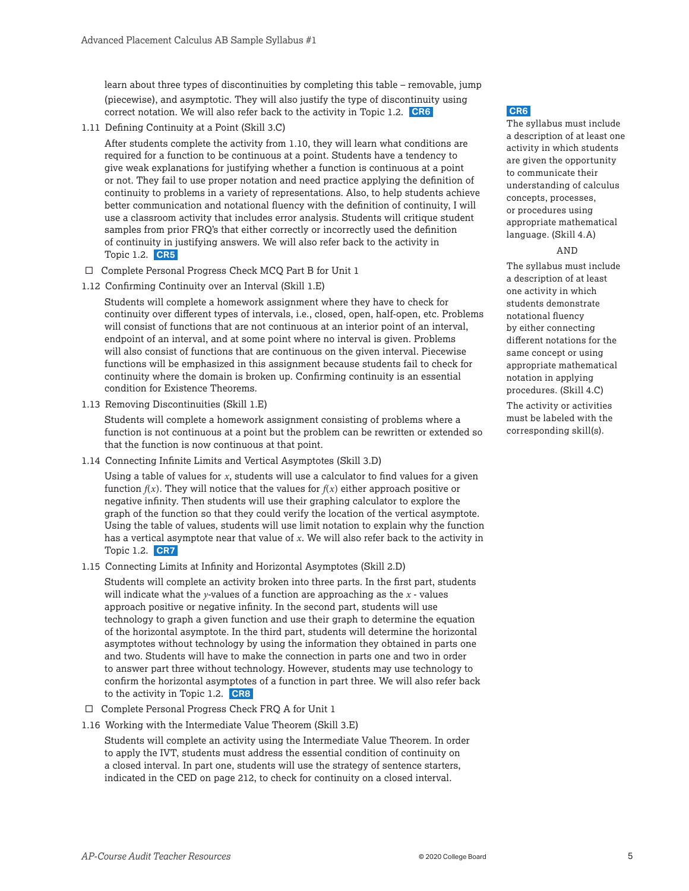learn about three types of discontinuities by completing this table – removable, jump (piecewise), and asymptotic. They will also justify the type of discontinuity using correct notation. We will also refer back to the activity in Topic 1.2. **CR6**

1.11 Defining Continuity at a Point (Skill 3.C)

After students complete the activity from 1.10, they will learn what conditions are required for a function to be continuous at a point. Students have a tendency to give weak explanations for justifying whether a function is continuous at a point or not. They fail to use proper notation and need practice applying the definition of continuity to problems in a variety of representations. Also, to help students achieve better communication and notational fluency with the definition of continuity, I will use a classroom activity that includes error analysis. Students will critique student samples from prior FRQ's that either correctly or incorrectly used the definition of continuity in justifying answers. We will also refer back to the activity in Topic 1.2. **CR5**

- ☐ Complete Personal Progress Check MCQ Part B for Unit 1

1.12 Confirming Continuity over an Interval (Skill 1.E)

Students will complete a homework assignment where they have to check for continuity over different types of intervals, i.e., closed, open, half-open, etc. Problems will consist of functions that are not continuous at an interior point of an interval, endpoint of an interval, and at some point where no interval is given. Problems will also consist of functions that are continuous on the given interval. Piecewise functions will be emphasized in this assignment because students fail to check for continuity where the domain is broken up. Confirming continuity is an essential condition for Existence Theorems.

1.13 Removing Discontinuities (Skill 1.E)

Students will complete a homework assignment consisting of problems where a function is not continuous at a point but the problem can be rewritten or extended so that the function is now continuous at that point.

1.14 Connecting Infinite Limits and Vertical Asymptotes (Skill 3.D)

Using a table of values for $x$, students will use a calculator to find values for a given function $f(x)$. They will notice that the values for $f(x)$ either approach positive or negative infinity. Then students will use their graphing calculator to explore the graph of the function so that they could verify the location of the vertical asymptote. Using the table of values, students will use limit notation to explain why the function has a vertical asymptote near that value of $x$. We will also refer back to the activity in Topic 1.2. **CR7**

1.15 Connecting Limits at Infinity and Horizontal Asymptotes (Skill 2.D)

Students will complete an activity broken into three parts. In the first part, students will indicate what the $y$-values of a function are approaching as the $x$ - values approach positive or negative infinity. In the second part, students will use technology to graph a given function and use their graph to determine the equation of the horizontal asymptote. In the third part, students will determine the horizontal asymptotes without technology by using the information they obtained in parts one and two. Students will have to make the connection in parts one and two in order to answer part three without technology. However, students may use technology to confirm the horizontal asymptotes of a function in part three. We will also refer back to the activity in Topic 1.2. **CR8**

- ☐ Complete Personal Progress Check FRQ A for Unit 1

1.16 Working with the Intermediate Value Theorem (Skill 3.E)

Students will complete an activity using the Intermediate Value Theorem. In order to apply the IVT, students must address the essential condition of continuity on a closed interval. In part one, students will use the strategy of sentence starters, indicated in the CED on page 212, to check for continuity on a closed interval.

**CR6**

The syllabus must include a description of at least one activity in which students are given the opportunity to communicate their understanding of calculus concepts, processes, or procedures using appropriate mathematical language. (Skill 4.A)

AND

The syllabus must include a description of at least one activity in which students demonstrate notational fluency by either connecting different notations for the same concept or using appropriate mathematical notation in applying procedures. (Skill 4.C)

The activity or activities must be labeled with the corresponding skill(s).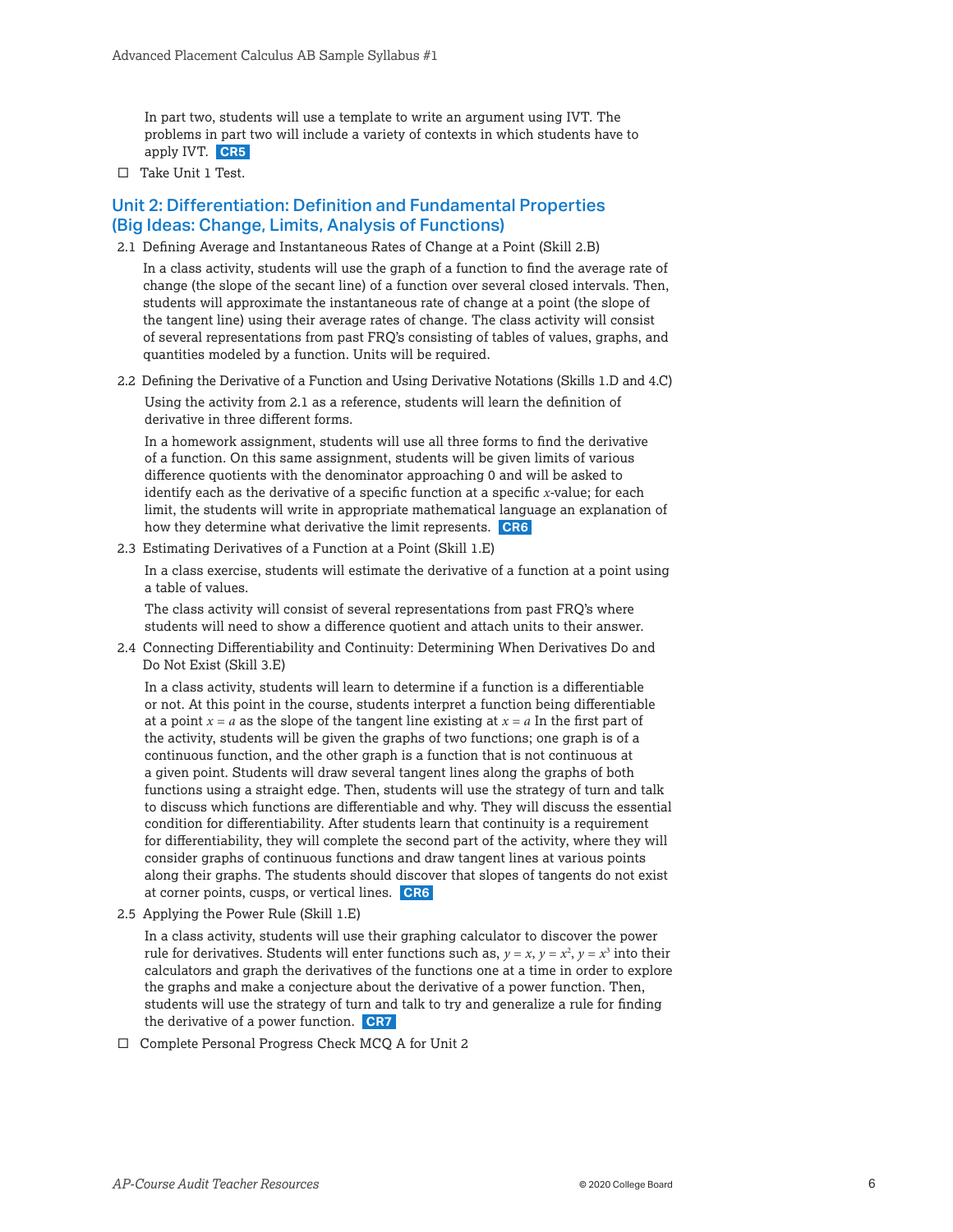In part two, students will use a template to write an argument using IVT. The problems in part two will include a variety of contexts in which students have to apply IVT. **CR5**

- ☐ Take Unit 1 Test.

## Unit 2: Differentiation: Definition and Fundamental Properties (Big Ideas: Change, Limits, Analysis of Functions)

2.1 Defining Average and Instantaneous Rates of Change at a Point (Skill 2.B)

In a class activity, students will use the graph of a function to find the average rate of change (the slope of the secant line) of a function over several closed intervals. Then, students will approximate the instantaneous rate of change at a point (the slope of the tangent line) using their average rates of change. The class activity will consist of several representations from past FRQ's consisting of tables of values, graphs, and quantities modeled by a function. Units will be required.

2.2 Defining the Derivative of a Function and Using Derivative Notations (Skills 1.D and 4.C)

Using the activity from 2.1 as a reference, students will learn the definition of derivative in three different forms.

In a homework assignment, students will use all three forms to find the derivative of a function. On this same assignment, students will be given limits of various difference quotients with the denominator approaching 0 and will be asked to identify each as the derivative of a specific function at a specific $x$-value; for each limit, the students will write in appropriate mathematical language an explanation of how they determine what derivative the limit represents. **CR6**

2.3 Estimating Derivatives of a Function at a Point (Skill 1.E)

In a class exercise, students will estimate the derivative of a function at a point using a table of values.

The class activity will consist of several representations from past FRQ's where students will need to show a difference quotient and attach units to their answer.

2.4 Connecting Differentiability and Continuity: Determining When Derivatives Do and Do Not Exist (Skill 3.E)

In a class activity, students will learn to determine if a function is a differentiable or not. At this point in the course, students interpret a function being differentiable at a point $x = a$ as the slope of the tangent line existing at $x = a$ In the first part of the activity, students will be given the graphs of two functions; one graph is of a continuous function, and the other graph is a function that is not continuous at a given point. Students will draw several tangent lines along the graphs of both functions using a straight edge. Then, students will use the strategy of turn and talk to discuss which functions are differentiable and why. They will discuss the essential condition for differentiability. After students learn that continuity is a requirement for differentiability, they will complete the second part of the activity, where they will consider graphs of continuous functions and draw tangent lines at various points along their graphs. The students should discover that slopes of tangents do not exist at corner points, cusps, or vertical lines. **CR6**

2.5 Applying the Power Rule (Skill 1.E)

In a class activity, students will use their graphing calculator to discover the power rule for derivatives. Students will enter functions such as, $y = x$, $y = x^2$, $y = x^3$ into their calculators and graph the derivatives of the functions one at a time in order to explore the graphs and make a conjecture about the derivative of a power function. Then, students will use the strategy of turn and talk to try and generalize a rule for finding the derivative of a power function. **CR7**

- ☐ Complete Personal Progress Check MCQ A for Unit 2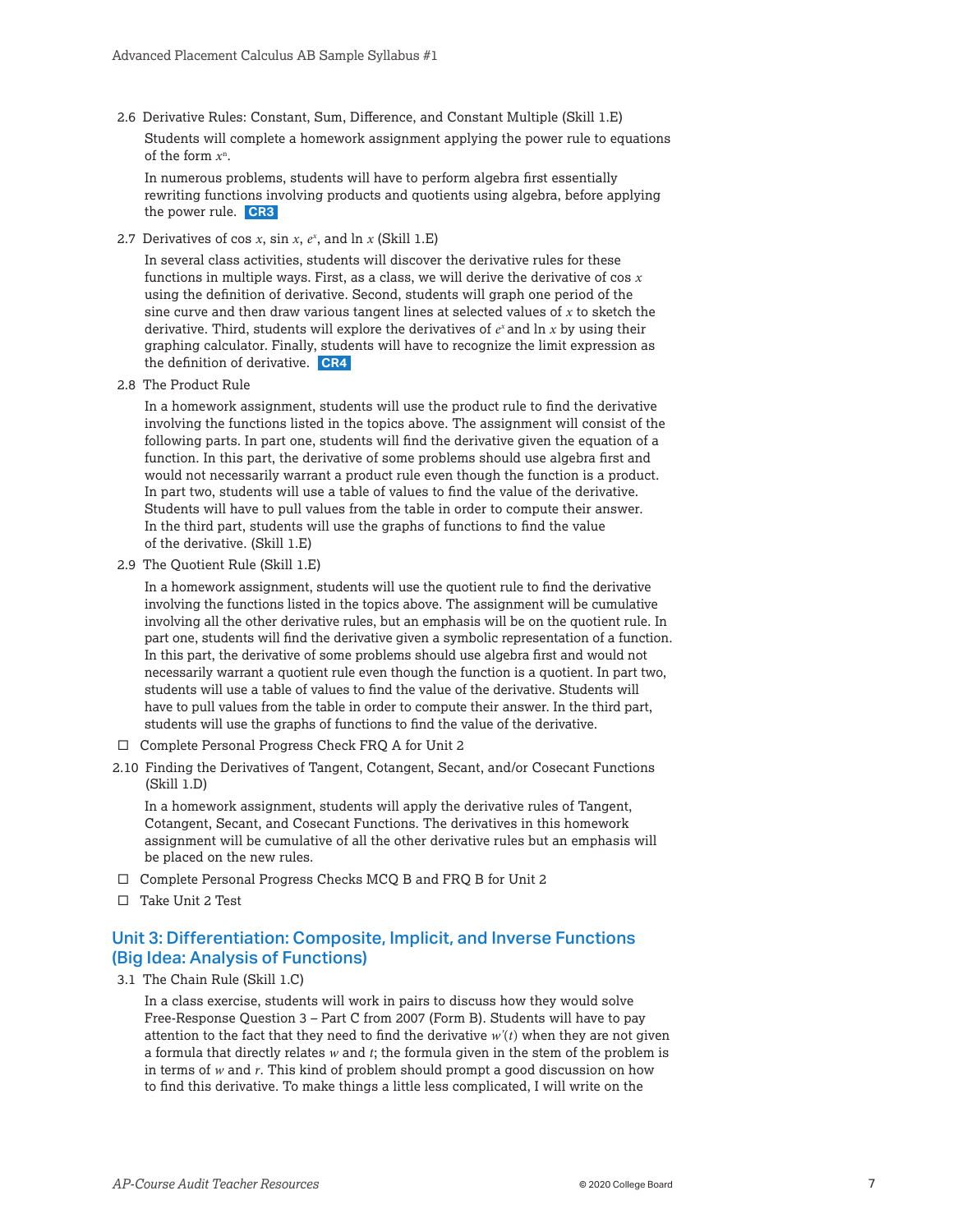2.6 Derivative Rules: Constant, Sum, Difference, and Constant Multiple (Skill 1.E)

Students will complete a homework assignment applying the power rule to equations of the form $x^n$.

In numerous problems, students will have to perform algebra first essentially rewriting functions involving products and quotients using algebra, before applying the power rule. **CR3**

2.7 Derivatives of cos $x$, sin $x$, $e^x$, and ln $x$ (Skill 1.E)

In several class activities, students will discover the derivative rules for these functions in multiple ways. First, as a class, we will derive the derivative of cos $x$ using the definition of derivative. Second, students will graph one period of the sine curve and then draw various tangent lines at selected values of $x$ to sketch the derivative. Third, students will explore the derivatives of $e^x$ and ln $x$ by using their graphing calculator. Finally, students will have to recognize the limit expression as the definition of derivative. **CR4**

2.8 The Product Rule

In a homework assignment, students will use the product rule to find the derivative involving the functions listed in the topics above. The assignment will consist of the following parts. In part one, students will find the derivative given the equation of a function. In this part, the derivative of some problems should use algebra first and would not necessarily warrant a product rule even though the function is a product. In part two, students will use a table of values to find the value of the derivative. Students will have to pull values from the table in order to compute their answer. In the third part, students will use the graphs of functions to find the value of the derivative. (Skill 1.E)

2.9 The Quotient Rule (Skill 1.E)

In a homework assignment, students will use the quotient rule to find the derivative involving the functions listed in the topics above. The assignment will be cumulative involving all the other derivative rules, but an emphasis will be on the quotient rule. In part one, students will find the derivative given a symbolic representation of a function. In this part, the derivative of some problems should use algebra first and would not necessarily warrant a quotient rule even though the function is a quotient. In part two, students will use a table of values to find the value of the derivative. Students will have to pull values from the table in order to compute their answer. In the third part, students will use the graphs of functions to find the value of the derivative.

- ☐ Complete Personal Progress Check FRQ A for Unit 2

2.10 Finding the Derivatives of Tangent, Cotangent, Secant, and/or Cosecant Functions (Skill 1.D)

In a homework assignment, students will apply the derivative rules of Tangent, Cotangent, Secant, and Cosecant Functions. The derivatives in this homework assignment will be cumulative of all the other derivative rules but an emphasis will be placed on the new rules.

- ☐ Complete Personal Progress Checks MCQ B and FRQ B for Unit 2
- ☐ Take Unit 2 Test

## Unit 3: Differentiation: Composite, Implicit, and Inverse Functions (Big Idea: Analysis of Functions)

3.1 The Chain Rule (Skill 1.C)

In a class exercise, students will work in pairs to discuss how they would solve Free-Response Question 3 – Part C from 2007 (Form B). Students will have to pay attention to the fact that they need to find the derivative $w'(t)$ when they are not given a formula that directly relates $w$ and $t$; the formula given in the stem of the problem is in terms of $w$ and $r$. This kind of problem should prompt a good discussion on how to find this derivative. To make things a little less complicated, I will write on the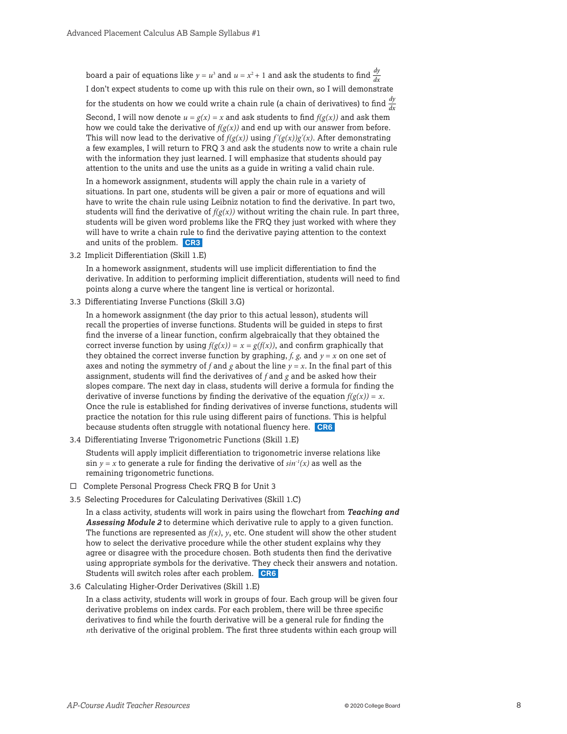board a pair of equations like $y = u^3$ and $u = x^2 + 1$ and ask the students to find $\frac{dy}{dx}$

I don't expect students to come up with this rule on their own, so I will demonstrate for the students on how we could write a chain rule (a chain of derivatives) to find $\frac{dy}{dx}$

Second, I will now denote $u = g(x) = x$ and ask students to find $f(g(x))$ and ask them how we could take the derivative of $f(g(x))$ and end up with our answer from before. This will now lead to the derivative of $f(g(x))$ using $f'(g(x))g'(x)$. After demonstrating a few examples, I will return to FRQ 3 and ask the students now to write a chain rule with the information they just learned. I will emphasize that students should pay attention to the units and use the units as a guide in writing a valid chain rule.

In a homework assignment, students will apply the chain rule in a variety of situations. In part one, students will be given a pair or more of equations and will have to write the chain rule using Leibniz notation to find the derivative. In part two, students will find the derivative of $f(g(x))$ without writing the chain rule. In part three, students will be given word problems like the FRQ they just worked with where they will have to write a chain rule to find the derivative paying attention to the context and units of the problem. **CR3**

3.2 Implicit Differentiation (Skill 1.E)

In a homework assignment, students will use implicit differentiation to find the derivative. In addition to performing implicit differentiation, students will need to find points along a curve where the tangent line is vertical or horizontal.

3.3 Differentiating Inverse Functions (Skill 3.G)

In a homework assignment (the day prior to this actual lesson), students will recall the properties of inverse functions. Students will be guided in steps to first find the inverse of a linear function, confirm algebraically that they obtained the correct inverse function by using $f(g(x)) = x = g(f(x))$, and confirm graphically that they obtained the correct inverse function by graphing, $f$, $g$, and $y = x$ on one set of axes and noting the symmetry of $f$ and $g$ about the line $y = x$. In the final part of this assignment, students will find the derivatives of $f$ and $g$ and be asked how their slopes compare. The next day in class, students will derive a formula for finding the derivative of inverse functions by finding the derivative of the equation $f(g(x)) = x$. Once the rule is established for finding derivatives of inverse functions, students will practice the notation for this rule using different pairs of functions. This is helpful because students often struggle with notational fluency here. **CR6**

3.4 Differentiating Inverse Trigonometric Functions (Skill 1.E)

Students will apply implicit differentiation to trigonometric inverse relations like $\sin y = x$ to generate a rule for finding the derivative of $\sin^{-1}(x)$ as well as the remaining trigonometric functions.

☐ Complete Personal Progress Check FRQ B for Unit 3

3.5 Selecting Procedures for Calculating Derivatives (Skill 1.C)

In a class activity, students will work in pairs using the flowchart from ***Teaching and Assessing Module 2*** to determine which derivative rule to apply to a given function. The functions are represented as $f(x)$, $y$, etc. One student will show the other student how to select the derivative procedure while the other student explains why they agree or disagree with the procedure chosen. Both students then find the derivative using appropriate symbols for the derivative. They check their answers and notation. Students will switch roles after each problem. **CR6**

3.6 Calculating Higher-Order Derivatives (Skill 1.E)

In a class activity, students will work in groups of four. Each group will be given four derivative problems on index cards. For each problem, there will be three specific derivatives to find while the fourth derivative will be a general rule for finding the $n$th derivative of the original problem. The first three students within each group will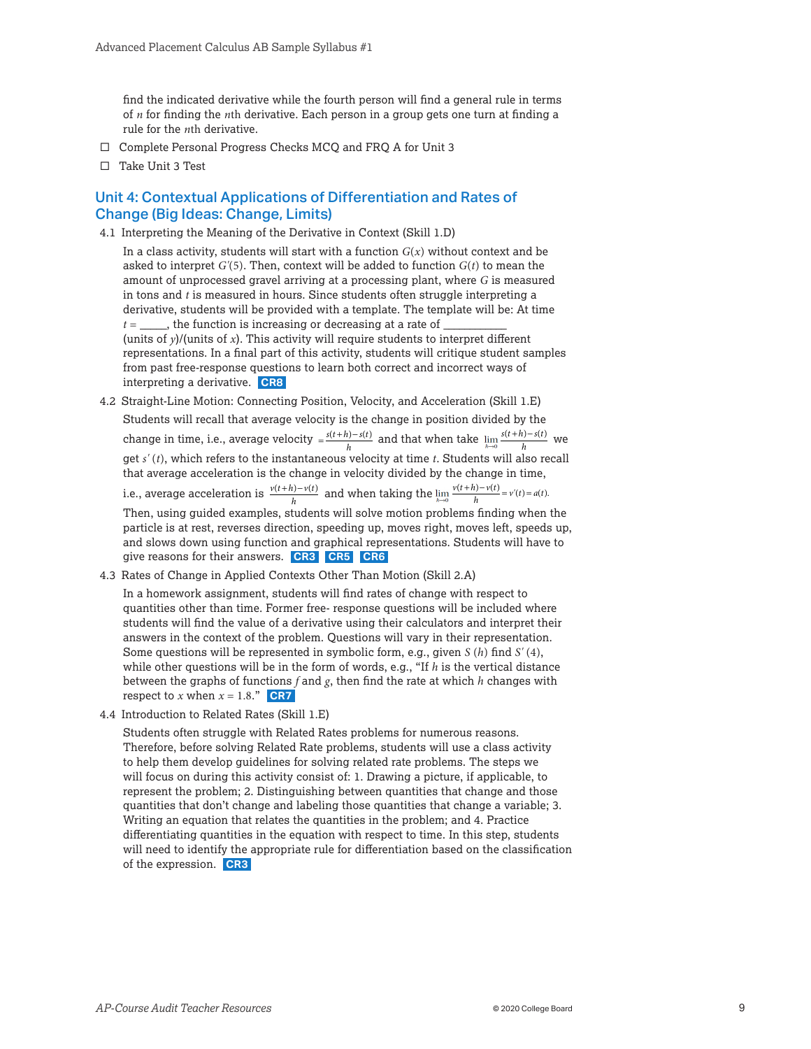find the indicated derivative while the fourth person will find a general rule in terms of $n$ for finding the $n$th derivative. Each person in a group gets one turn at finding a rule for the $n$th derivative.

- ☐ Complete Personal Progress Checks MCQ and FRQ A for Unit 3
- ☐ Take Unit 3 Test

## Unit 4: Contextual Applications of Differentiation and Rates of Change (Big Ideas: Change, Limits)

4.1 Interpreting the Meaning of the Derivative in Context (Skill 1.D)

In a class activity, students will start with a function $G(x)$ without context and be asked to interpret $G'(5)$. Then, context will be added to function $G(t)$ to mean the amount of unprocessed gravel arriving at a processing plant, where $G$ is measured in tons and $t$ is measured in hours. Since students often struggle interpreting a derivative, students will be provided with a template. The template will be: At time $t =$ _____, the function is increasing or decreasing at a rate of ___________ (units of $y$)/(units of $x$). This activity will require students to interpret different representations. In a final part of this activity, students will critique student samples from past free-response questions to learn both correct and incorrect ways of interpreting a derivative. **CR8**

4.2 Straight-Line Motion: Connecting Position, Velocity, and Acceleration (Skill 1.E)

Students will recall that average velocity is the change in position divided by the change in time, i.e., average velocity $= \frac{s(t+h)-s(t)}{h}$ and that when take $\lim_{h\to 0}\frac{s(t+h)-s(t)}{h}$ we get $s'(t)$, which refers to the instantaneous velocity at time $t$. Students will also recall that average acceleration is the change in velocity divided by the change in time, i.e., average acceleration is $\frac{v(t+h)-v(t)}{h}$ and when taking the $\lim_{h\to 0}\frac{v(t+h)-v(t)}{h} = v'(t) = a(t)$.
Then, using guided examples, students will solve motion problems finding when the particle is at rest, reverses direction, speeding up, moves right, moves left, speeds up, and slows down using function and graphical representations. Students will have to give reasons for their answers. **CR3** **CR5** **CR6**

4.3 Rates of Change in Applied Contexts Other Than Motion (Skill 2.A)

In a homework assignment, students will find rates of change with respect to quantities other than time. Former free- response questions will be included where students will find the value of a derivative using their calculators and interpret their answers in the context of the problem. Questions will vary in their representation. Some questions will be represented in symbolic form, e.g., given $S(h)$ find $S'(4)$, while other questions will be in the form of words, e.g., "If $h$ is the vertical distance between the graphs of functions $f$ and $g$, then find the rate at which $h$ changes with respect to $x$ when $x = 1.8$." **CR7**

4.4 Introduction to Related Rates (Skill 1.E)

Students often struggle with Related Rates problems for numerous reasons. Therefore, before solving Related Rate problems, students will use a class activity to help them develop guidelines for solving related rate problems. The steps we will focus on during this activity consist of: 1. Drawing a picture, if applicable, to represent the problem; 2. Distinguishing between quantities that change and those quantities that don't change and labeling those quantities that change a variable; 3. Writing an equation that relates the quantities in the problem; and 4. Practice differentiating quantities in the equation with respect to time. In this step, students will need to identify the appropriate rule for differentiation based on the classification of the expression. **CR3**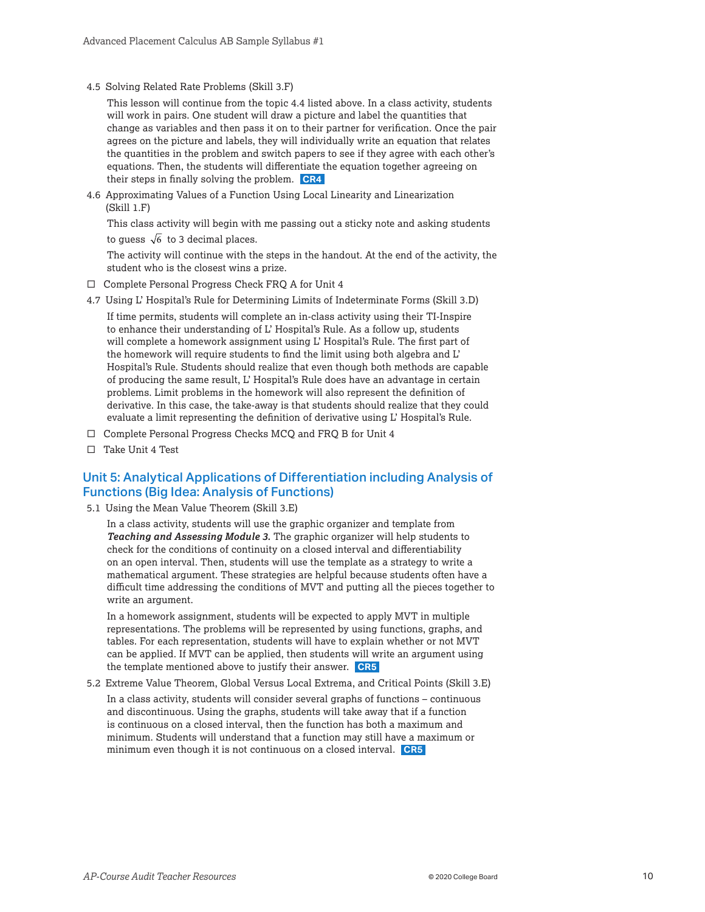4.5 Solving Related Rate Problems (Skill 3.F)

This lesson will continue from the topic 4.4 listed above. In a class activity, students will work in pairs. One student will draw a picture and label the quantities that change as variables and then pass it on to their partner for verification. Once the pair agrees on the picture and labels, they will individually write an equation that relates the quantities in the problem and switch papers to see if they agree with each other's equations. Then, the students will differentiate the equation together agreeing on their steps in finally solving the problem. **CR4**

4.6 Approximating Values of a Function Using Local Linearity and Linearization (Skill 1.F)

This class activity will begin with me passing out a sticky note and asking students to guess $\sqrt{6}$ to 3 decimal places.

The activity will continue with the steps in the handout. At the end of the activity, the student who is the closest wins a prize.

- ☐ Complete Personal Progress Check FRQ A for Unit 4

4.7 Using L' Hospital's Rule for Determining Limits of Indeterminate Forms (Skill 3.D)

If time permits, students will complete an in-class activity using their TI-Inspire to enhance their understanding of L' Hospital's Rule. As a follow up, students will complete a homework assignment using L' Hospital's Rule. The first part of the homework will require students to find the limit using both algebra and L' Hospital's Rule. Students should realize that even though both methods are capable of producing the same result, L' Hospital's Rule does have an advantage in certain problems. Limit problems in the homework will also represent the definition of derivative. In this case, the take-away is that students should realize that they could evaluate a limit representing the definition of derivative using L' Hospital's Rule.

- ☐ Complete Personal Progress Checks MCQ and FRQ B for Unit 4
- ☐ Take Unit 4 Test

## Unit 5: Analytical Applications of Differentiation including Analysis of Functions (Big Idea: Analysis of Functions)

5.1 Using the Mean Value Theorem (Skill 3.E)

In a class activity, students will use the graphic organizer and template from ***Teaching and Assessing Module 3.*** The graphic organizer will help students to check for the conditions of continuity on a closed interval and differentiability on an open interval. Then, students will use the template as a strategy to write a mathematical argument. These strategies are helpful because students often have a difficult time addressing the conditions of MVT and putting all the pieces together to write an argument.

In a homework assignment, students will be expected to apply MVT in multiple representations. The problems will be represented by using functions, graphs, and tables. For each representation, students will have to explain whether or not MVT can be applied. If MVT can be applied, then students will write an argument using the template mentioned above to justify their answer. **CR5**

5.2 Extreme Value Theorem, Global Versus Local Extrema, and Critical Points (Skill 3.E)

In a class activity, students will consider several graphs of functions – continuous and discontinuous. Using the graphs, students will take away that if a function is continuous on a closed interval, then the function has both a maximum and minimum. Students will understand that a function may still have a maximum or minimum even though it is not continuous on a closed interval. **CR5**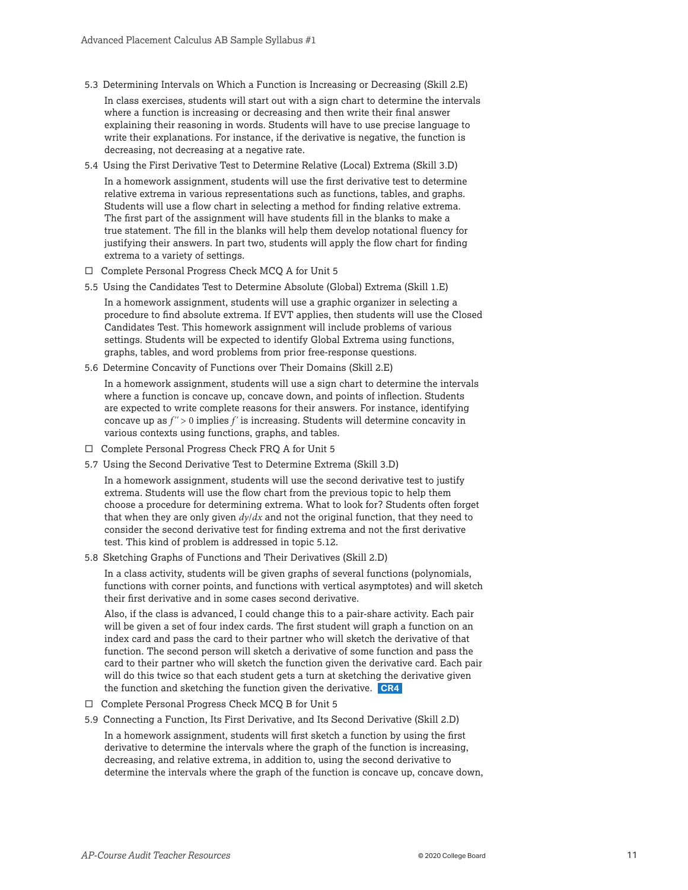5.3 Determining Intervals on Which a Function is Increasing or Decreasing (Skill 2.E)

In class exercises, students will start out with a sign chart to determine the intervals where a function is increasing or decreasing and then write their final answer explaining their reasoning in words. Students will have to use precise language to write their explanations. For instance, if the derivative is negative, the function is decreasing, not decreasing at a negative rate.

5.4 Using the First Derivative Test to Determine Relative (Local) Extrema (Skill 3.D)

In a homework assignment, students will use the first derivative test to determine relative extrema in various representations such as functions, tables, and graphs. Students will use a flow chart in selecting a method for finding relative extrema. The first part of the assignment will have students fill in the blanks to make a true statement. The fill in the blanks will help them develop notational fluency for justifying their answers. In part two, students will apply the flow chart for finding extrema to a variety of settings.

☐ Complete Personal Progress Check MCQ A for Unit 5

5.5 Using the Candidates Test to Determine Absolute (Global) Extrema (Skill 1.E)

In a homework assignment, students will use a graphic organizer in selecting a procedure to find absolute extrema. If EVT applies, then students will use the Closed Candidates Test. This homework assignment will include problems of various settings. Students will be expected to identify Global Extrema using functions, graphs, tables, and word problems from prior free-response questions.

5.6 Determine Concavity of Functions over Their Domains (Skill 2.E)

In a homework assignment, students will use a sign chart to determine the intervals where a function is concave up, concave down, and points of inflection. Students are expected to write complete reasons for their answers. For instance, identifying concave up as $f'' > 0$ implies $f'$ is increasing. Students will determine concavity in various contexts using functions, graphs, and tables.

☐ Complete Personal Progress Check FRQ A for Unit 5

5.7 Using the Second Derivative Test to Determine Extrema (Skill 3.D)

In a homework assignment, students will use the second derivative test to justify extrema. Students will use the flow chart from the previous topic to help them choose a procedure for determining extrema. What to look for? Students often forget that when they are only given $dy/dx$ and not the original function, that they need to consider the second derivative test for finding extrema and not the first derivative test. This kind of problem is addressed in topic 5.12.

5.8 Sketching Graphs of Functions and Their Derivatives (Skill 2.D)

In a class activity, students will be given graphs of several functions (polynomials, functions with corner points, and functions with vertical asymptotes) and will sketch their first derivative and in some cases second derivative.

Also, if the class is advanced, I could change this to a pair-share activity. Each pair will be given a set of four index cards. The first student will graph a function on an index card and pass the card to their partner who will sketch the derivative of that function. The second person will sketch a derivative of some function and pass the card to their partner who will sketch the function given the derivative card. Each pair will do this twice so that each student gets a turn at sketching the derivative given the function and sketching the function given the derivative. **CR4**

☐ Complete Personal Progress Check MCQ B for Unit 5

5.9 Connecting a Function, Its First Derivative, and Its Second Derivative (Skill 2.D)

In a homework assignment, students will first sketch a function by using the first derivative to determine the intervals where the graph of the function is increasing, decreasing, and relative extrema, in addition to, using the second derivative to determine the intervals where the graph of the function is concave up, concave down,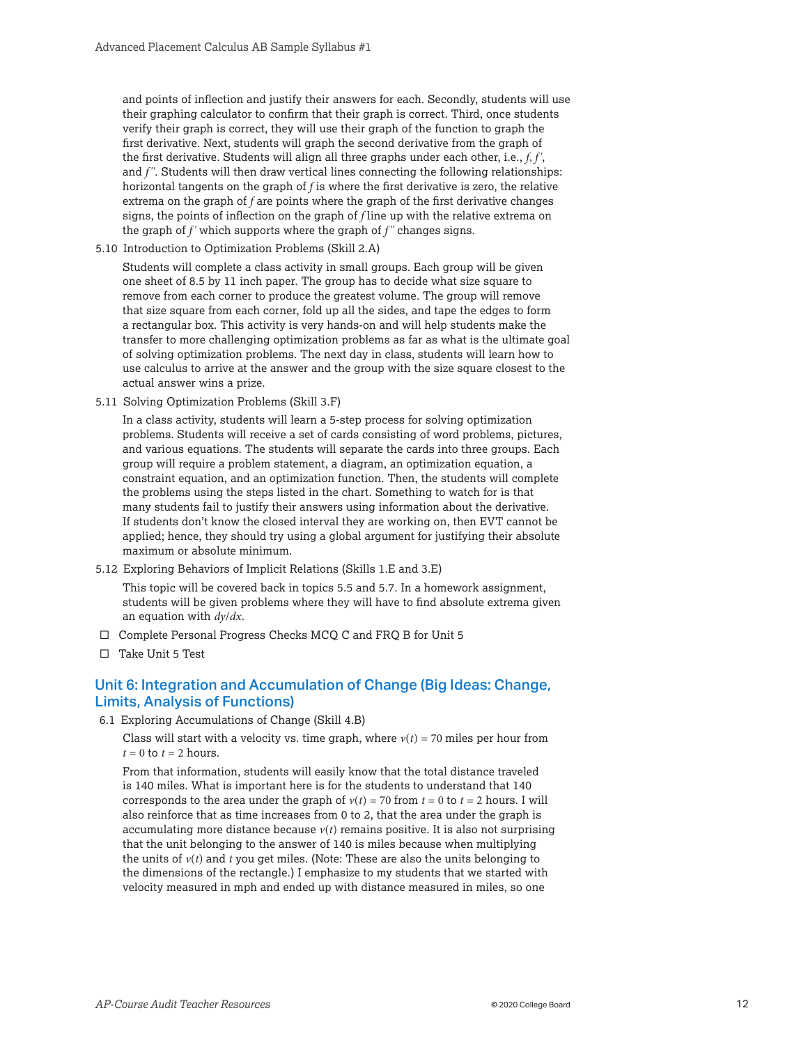and points of inflection and justify their answers for each. Secondly, students will use their graphing calculator to confirm that their graph is correct. Third, once students verify their graph is correct, they will use their graph of the function to graph the first derivative. Next, students will graph the second derivative from the graph of the first derivative. Students will align all three graphs under each other, i.e., $f$, $f'$, and $f''$. Students will then draw vertical lines connecting the following relationships: horizontal tangents on the graph of $f$ is where the first derivative is zero, the relative extrema on the graph of $f$ are points where the graph of the first derivative changes signs, the points of inflection on the graph of $f$ line up with the relative extrema on the graph of $f'$ which supports where the graph of $f''$ changes signs.

5.10 Introduction to Optimization Problems (Skill 2.A)

Students will complete a class activity in small groups. Each group will be given one sheet of 8.5 by 11 inch paper. The group has to decide what size square to remove from each corner to produce the greatest volume. The group will remove that size square from each corner, fold up all the sides, and tape the edges to form a rectangular box. This activity is very hands-on and will help students make the transfer to more challenging optimization problems as far as what is the ultimate goal of solving optimization problems. The next day in class, students will learn how to use calculus to arrive at the answer and the group with the size square closest to the actual answer wins a prize.

5.11 Solving Optimization Problems (Skill 3.F)

In a class activity, students will learn a 5-step process for solving optimization problems. Students will receive a set of cards consisting of word problems, pictures, and various equations. The students will separate the cards into three groups. Each group will require a problem statement, a diagram, an optimization equation, a constraint equation, and an optimization function. Then, the students will complete the problems using the steps listed in the chart. Something to watch for is that many students fail to justify their answers using information about the derivative. If students don't know the closed interval they are working on, then EVT cannot be applied; hence, they should try using a global argument for justifying their absolute maximum or absolute minimum.

5.12 Exploring Behaviors of Implicit Relations (Skills 1.E and 3.E)

This topic will be covered back in topics 5.5 and 5.7. In a homework assignment, students will be given problems where they will have to find absolute extrema given an equation with $dy/dx$.

- ☐ Complete Personal Progress Checks MCQ C and FRQ B for Unit 5
- ☐ Take Unit 5 Test

## Unit 6: Integration and Accumulation of Change (Big Ideas: Change, Limits, Analysis of Functions)

6.1 Exploring Accumulations of Change (Skill 4.B)

Class will start with a velocity vs. time graph, where $v(t) = 70$ miles per hour from $t = 0$ to $t = 2$ hours.

From that information, students will easily know that the total distance traveled is 140 miles. What is important here is for the students to understand that 140 corresponds to the area under the graph of $v(t) = 70$ from $t = 0$ to $t = 2$ hours. I will also reinforce that as time increases from 0 to 2, that the area under the graph is accumulating more distance because $v(t)$ remains positive. It is also not surprising that the unit belonging to the answer of 140 is miles because when multiplying the units of $v(t)$ and $t$ you get miles. (Note: These are also the units belonging to the dimensions of the rectangle.) I emphasize to my students that we started with velocity measured in mph and ended up with distance measured in miles, so one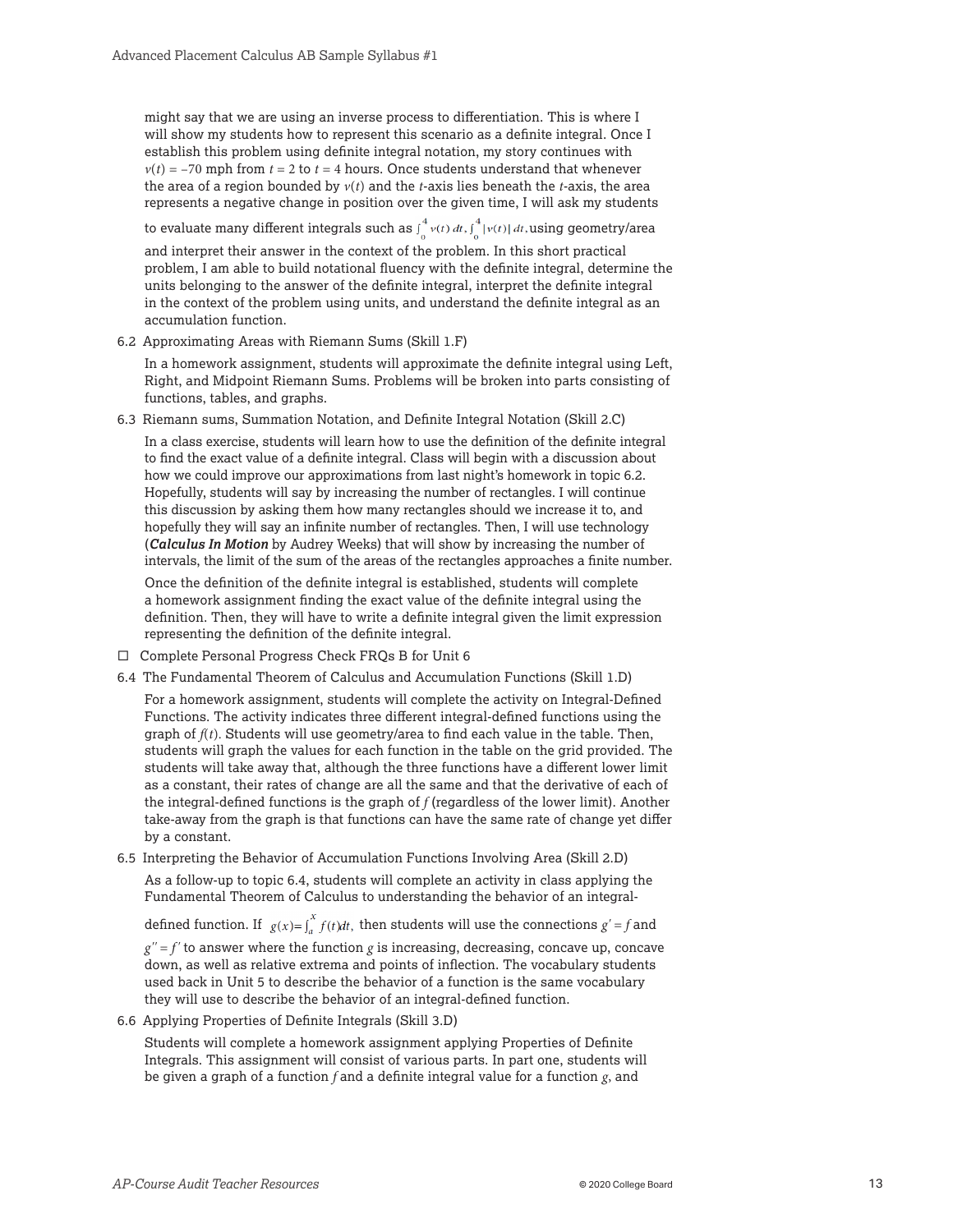might say that we are using an inverse process to differentiation. This is where I will show my students how to represent this scenario as a definite integral. Once I establish this problem using definite integral notation, my story continues with $v(t) = -70$ mph from $t = 2$ to $t = 4$ hours. Once students understand that whenever the area of a region bounded by $v(t)$ and the $t$-axis lies beneath the $t$-axis, the area represents a negative change in position over the given time, I will ask my students to evaluate many different integrals such as $\int_0^4 v(t)\,dt$, $\int_0^4 |v(t)|\,dt$, using geometry/area and interpret their answer in the context of the problem. In this short practical problem, I am able to build notational fluency with the definite integral, determine the units belonging to the answer of the definite integral, interpret the definite integral in the context of the problem using units, and understand the definite integral as an accumulation function.

6.2 Approximating Areas with Riemann Sums (Skill 1.F)

In a homework assignment, students will approximate the definite integral using Left, Right, and Midpoint Riemann Sums. Problems will be broken into parts consisting of functions, tables, and graphs.

6.3 Riemann sums, Summation Notation, and Definite Integral Notation (Skill 2.C)

In a class exercise, students will learn how to use the definition of the definite integral to find the exact value of a definite integral. Class will begin with a discussion about how we could improve our approximations from last night's homework in topic 6.2. Hopefully, students will say by increasing the number of rectangles. I will continue this discussion by asking them how many rectangles should we increase it to, and hopefully they will say an infinite number of rectangles. Then, I will use technology (***Calculus In Motion*** by Audrey Weeks) that will show by increasing the number of intervals, the limit of the sum of the areas of the rectangles approaches a finite number.

Once the definition of the definite integral is established, students will complete a homework assignment finding the exact value of the definite integral using the definition. Then, they will have to write a definite integral given the limit expression representing the definition of the definite integral.

☐ Complete Personal Progress Check FRQs B for Unit 6

6.4 The Fundamental Theorem of Calculus and Accumulation Functions (Skill 1.D)

For a homework assignment, students will complete the activity on Integral-Defined Functions. The activity indicates three different integral-defined functions using the graph of $f(t)$. Students will use geometry/area to find each value in the table. Then, students will graph the values for each function in the table on the grid provided. The students will take away that, although the three functions have a different lower limit as a constant, their rates of change are all the same and that the derivative of each of the integral-defined functions is the graph of $f$ (regardless of the lower limit). Another take-away from the graph is that functions can have the same rate of change yet differ by a constant.

6.5 Interpreting the Behavior of Accumulation Functions Involving Area (Skill 2.D)

As a follow-up to topic 6.4, students will complete an activity in class applying the Fundamental Theorem of Calculus to understanding the behavior of an integral-defined function. If $g(x) = \int_a^x f(t)dt$, then students will use the connections $g' = f$ and $g'' = f'$ to answer where the function $g$ is increasing, decreasing, concave up, concave down, as well as relative extrema and points of inflection. The vocabulary students used back in Unit 5 to describe the behavior of a function is the same vocabulary they will use to describe the behavior of an integral-defined function.

6.6 Applying Properties of Definite Integrals (Skill 3.D)

Students will complete a homework assignment applying Properties of Definite Integrals. This assignment will consist of various parts. In part one, students will be given a graph of a function $f$ and a definite integral value for a function $g$, and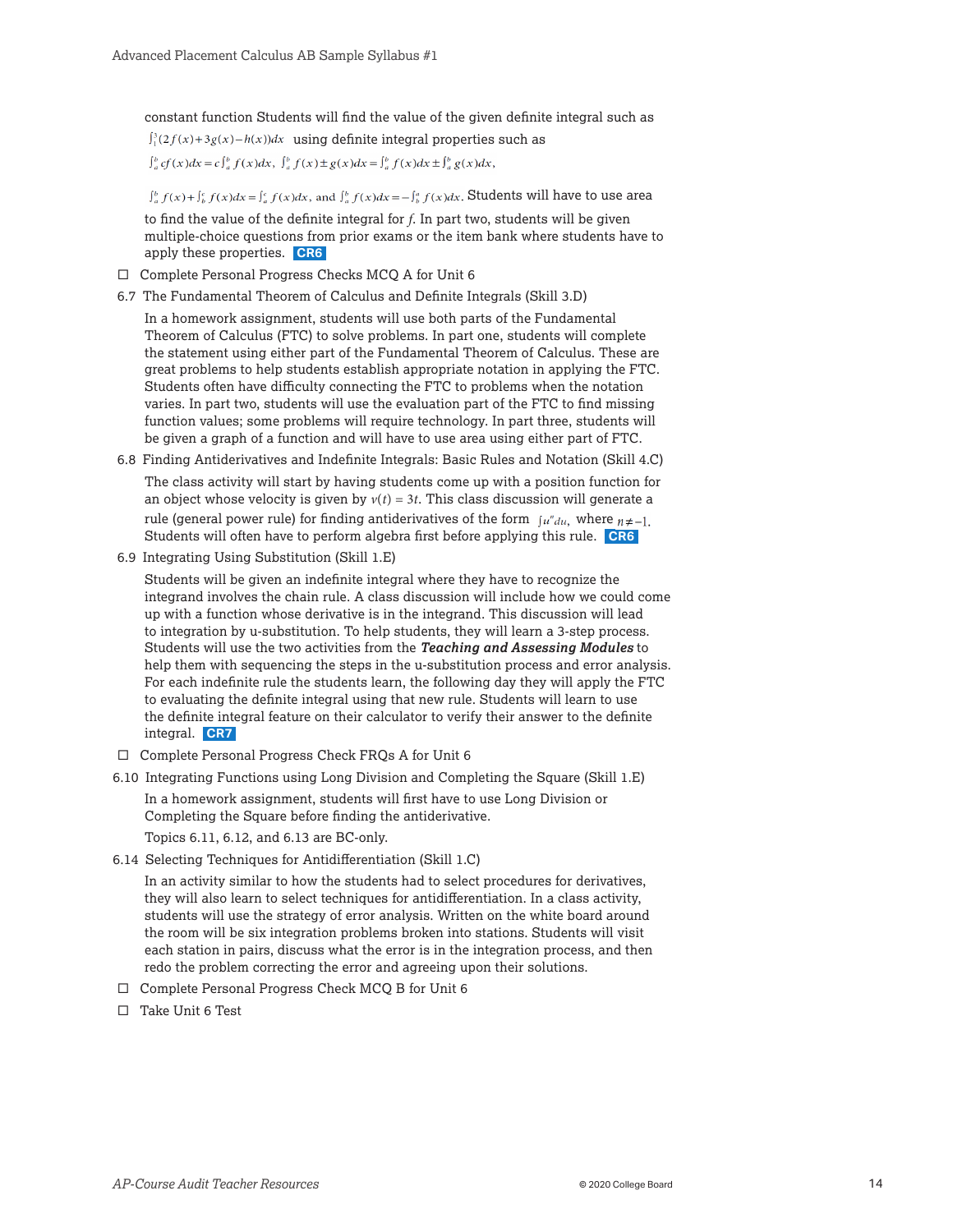constant function Students will find the value of the given definite integral such as $\int_1^3 (2f(x)+3g(x)-h(x))dx$ using definite integral properties such as $\int_a^b cf(x)dx = c\int_a^b f(x)dx$, $\int_a^b f(x) \pm g(x)dx = \int_a^b f(x)dx \pm \int_a^b g(x)dx$,

$\int_a^b f(x) + \int_b^c f(x)dx = \int_a^c f(x)dx$, and $\int_a^b f(x)dx = -\int_b^a f(x)dx$. Students will have to use area to find the value of the definite integral for $f$. In part two, students will be given multiple-choice questions from prior exams or the item bank where students have to apply these properties. **CR6**

- ☐ Complete Personal Progress Checks MCQ A for Unit 6

6.7 The Fundamental Theorem of Calculus and Definite Integrals (Skill 3.D)

In a homework assignment, students will use both parts of the Fundamental Theorem of Calculus (FTC) to solve problems. In part one, students will complete the statement using either part of the Fundamental Theorem of Calculus. These are great problems to help students establish appropriate notation in applying the FTC. Students often have difficulty connecting the FTC to problems when the notation varies. In part two, students will use the evaluation part of the FTC to find missing function values; some problems will require technology. In part three, students will be given a graph of a function and will have to use area using either part of FTC.

6.8 Finding Antiderivatives and Indefinite Integrals: Basic Rules and Notation (Skill 4.C)

The class activity will start by having students come up with a position function for an object whose velocity is given by $v(t) = 3t$. This class discussion will generate a rule (general power rule) for finding antiderivatives of the form $\int u^n du$, where $n \neq -1$. Students will often have to perform algebra first before applying this rule. **CR6**

6.9 Integrating Using Substitution (Skill 1.E)

Students will be given an indefinite integral where they have to recognize the integrand involves the chain rule. A class discussion will include how we could come up with a function whose derivative is in the integrand. This discussion will lead to integration by u-substitution. To help students, they will learn a 3-step process. Students will use the two activities from the ***Teaching and Assessing Modules*** to help them with sequencing the steps in the u-substitution process and error analysis. For each indefinite rule the students learn, the following day they will apply the FTC to evaluating the definite integral using that new rule. Students will learn to use the definite integral feature on their calculator to verify their answer to the definite integral. **CR7**

- ☐ Complete Personal Progress Check FRQs A for Unit 6

6.10 Integrating Functions using Long Division and Completing the Square (Skill 1.E)

In a homework assignment, students will first have to use Long Division or Completing the Square before finding the antiderivative.

Topics 6.11, 6.12, and 6.13 are BC-only.

6.14 Selecting Techniques for Antidifferentiation (Skill 1.C)

In an activity similar to how the students had to select procedures for derivatives, they will also learn to select techniques for antidifferentiation. In a class activity, students will use the strategy of error analysis. Written on the white board around the room will be six integration problems broken into stations. Students will visit each station in pairs, discuss what the error is in the integration process, and then redo the problem correcting the error and agreeing upon their solutions.

- ☐ Complete Personal Progress Check MCQ B for Unit 6
- ☐ Take Unit 6 Test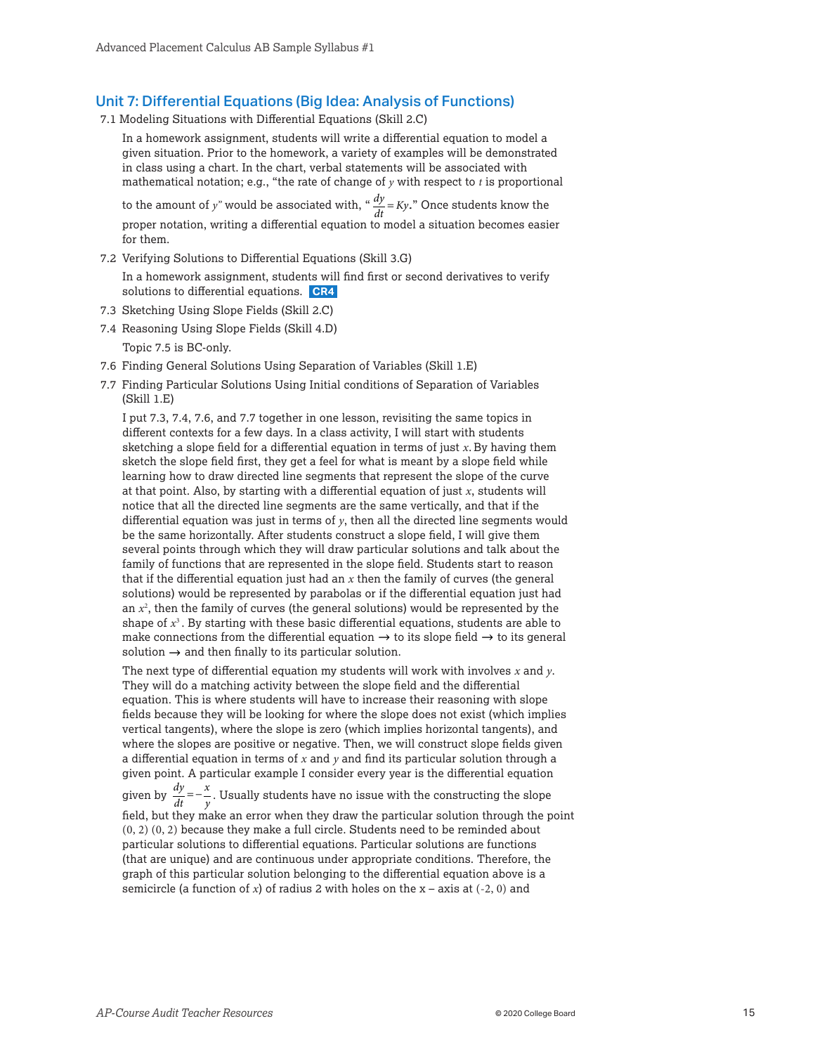## Unit 7: Differential Equations (Big Idea: Analysis of Functions)

7.1 Modeling Situations with Differential Equations (Skill 2.C)

In a homework assignment, students will write a differential equation to model a given situation. Prior to the homework, a variety of examples will be demonstrated in class using a chart. In the chart, verbal statements will be associated with mathematical notation; e.g., "the rate of change of $y$ with respect to $t$ is proportional to the amount of $y$" would be associated with, "$\frac{dy}{dt} = Ky$." Once students know the proper notation, writing a differential equation to model a situation becomes easier for them.

7.2 Verifying Solutions to Differential Equations (Skill 3.G)

In a homework assignment, students will find first or second derivatives to verify solutions to differential equations. **CR4**

7.3 Sketching Using Slope Fields (Skill 2.C)

7.4 Reasoning Using Slope Fields (Skill 4.D)

Topic 7.5 is BC-only.

7.6 Finding General Solutions Using Separation of Variables (Skill 1.E)

7.7 Finding Particular Solutions Using Initial conditions of Separation of Variables (Skill 1.E)

I put 7.3, 7.4, 7.6, and 7.7 together in one lesson, revisiting the same topics in different contexts for a few days. In a class activity, I will start with students sketching a slope field for a differential equation in terms of just $x$. By having them sketch the slope field first, they get a feel for what is meant by a slope field while learning how to draw directed line segments that represent the slope of the curve at that point. Also, by starting with a differential equation of just $x$, students will notice that all the directed line segments are the same vertically, and that if the differential equation was just in terms of $y$, then all the directed line segments would be the same horizontally. After students construct a slope field, I will give them several points through which they will draw particular solutions and talk about the family of functions that are represented in the slope field. Students start to reason that if the differential equation just had an $x$ then the family of curves (the general solutions) would be represented by parabolas or if the differential equation just had an $x^2$, then the family of curves (the general solutions) would be represented by the shape of $x^3$. By starting with these basic differential equations, students are able to make connections from the differential equation → to its slope field → to its general solution → and then finally to its particular solution.

The next type of differential equation my students will work with involves $x$ and $y$. They will do a matching activity between the slope field and the differential equation. This is where students will have to increase their reasoning with slope fields because they will be looking for where the slope does not exist (which implies vertical tangents), where the slope is zero (which implies horizontal tangents), and where the slopes are positive or negative. Then, we will construct slope fields given a differential equation in terms of $x$ and $y$ and find its particular solution through a given point. A particular example I consider every year is the differential equation given by $\frac{dy}{dt} = -\frac{x}{y}$. Usually students have no issue with the constructing the slope field, but they make an error when they draw the particular solution through the point $(0, 2)$ $(0, 2)$ because they make a full circle. Students need to be reminded about particular solutions to differential equations. Particular solutions are functions (that are unique) and are continuous under appropriate conditions. Therefore, the graph of this particular solution belonging to the differential equation above is a semicircle (a function of $x$) of radius 2 with holes on the x – axis at $(-2, 0)$ and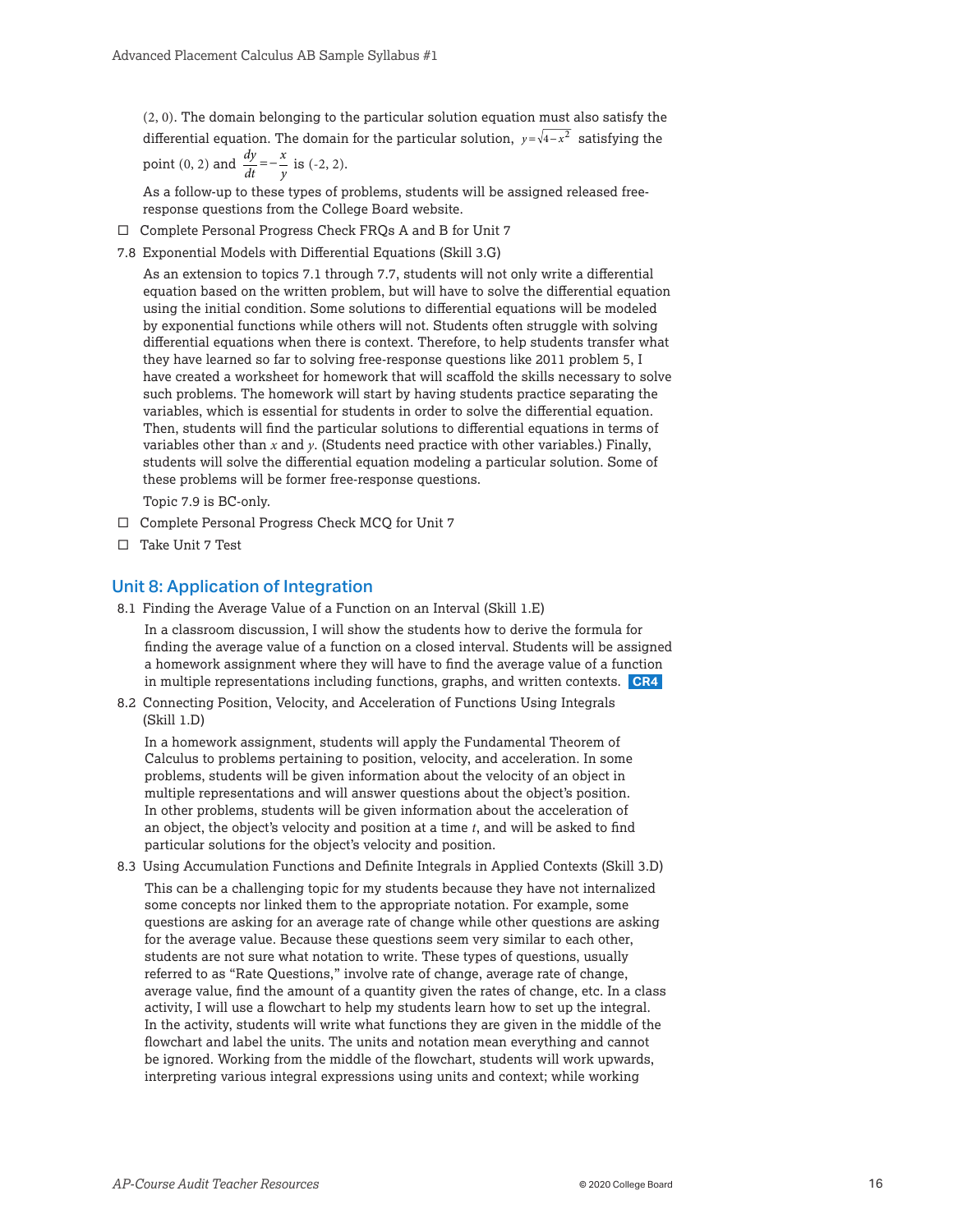(2, 0). The domain belonging to the particular solution equation must also satisfy the differential equation. The domain for the particular solution, $y=\sqrt{4-x^2}$ satisfying the point (0, 2) and $\frac{dy}{dt}=-\frac{x}{y}$ is (-2, 2).

As a follow-up to these types of problems, students will be assigned released free-response questions from the College Board website.

- ☐ Complete Personal Progress Check FRQs A and B for Unit 7

7.8 Exponential Models with Differential Equations (Skill 3.G)

As an extension to topics 7.1 through 7.7, students will not only write a differential equation based on the written problem, but will have to solve the differential equation using the initial condition. Some solutions to differential equations will be modeled by exponential functions while others will not. Students often struggle with solving differential equations when there is context. Therefore, to help students transfer what they have learned so far to solving free-response questions like 2011 problem 5, I have created a worksheet for homework that will scaffold the skills necessary to solve such problems. The homework will start by having students practice separating the variables, which is essential for students in order to solve the differential equation. Then, students will find the particular solutions to differential equations in terms of variables other than $x$ and $y$. (Students need practice with other variables.) Finally, students will solve the differential equation modeling a particular solution. Some of these problems will be former free-response questions.

Topic 7.9 is BC-only.

- ☐ Complete Personal Progress Check MCQ for Unit 7
- ☐ Take Unit 7 Test

## Unit 8: Application of Integration

8.1 Finding the Average Value of a Function on an Interval (Skill 1.E)

In a classroom discussion, I will show the students how to derive the formula for finding the average value of a function on a closed interval. Students will be assigned a homework assignment where they will have to find the average value of a function in multiple representations including functions, graphs, and written contexts. **CR4**

8.2 Connecting Position, Velocity, and Acceleration of Functions Using Integrals (Skill 1.D)

In a homework assignment, students will apply the Fundamental Theorem of Calculus to problems pertaining to position, velocity, and acceleration. In some problems, students will be given information about the velocity of an object in multiple representations and will answer questions about the object's position. In other problems, students will be given information about the acceleration of an object, the object's velocity and position at a time $t$, and will be asked to find particular solutions for the object's velocity and position.

8.3 Using Accumulation Functions and Definite Integrals in Applied Contexts (Skill 3.D)

This can be a challenging topic for my students because they have not internalized some concepts nor linked them to the appropriate notation. For example, some questions are asking for an average rate of change while other questions are asking for the average value. Because these questions seem very similar to each other, students are not sure what notation to write. These types of questions, usually referred to as "Rate Questions," involve rate of change, average rate of change, average value, find the amount of a quantity given the rates of change, etc. In a class activity, I will use a flowchart to help my students learn how to set up the integral. In the activity, students will write what functions they are given in the middle of the flowchart and label the units. The units and notation mean everything and cannot be ignored. Working from the middle of the flowchart, students will work upwards, interpreting various integral expressions using units and context; while working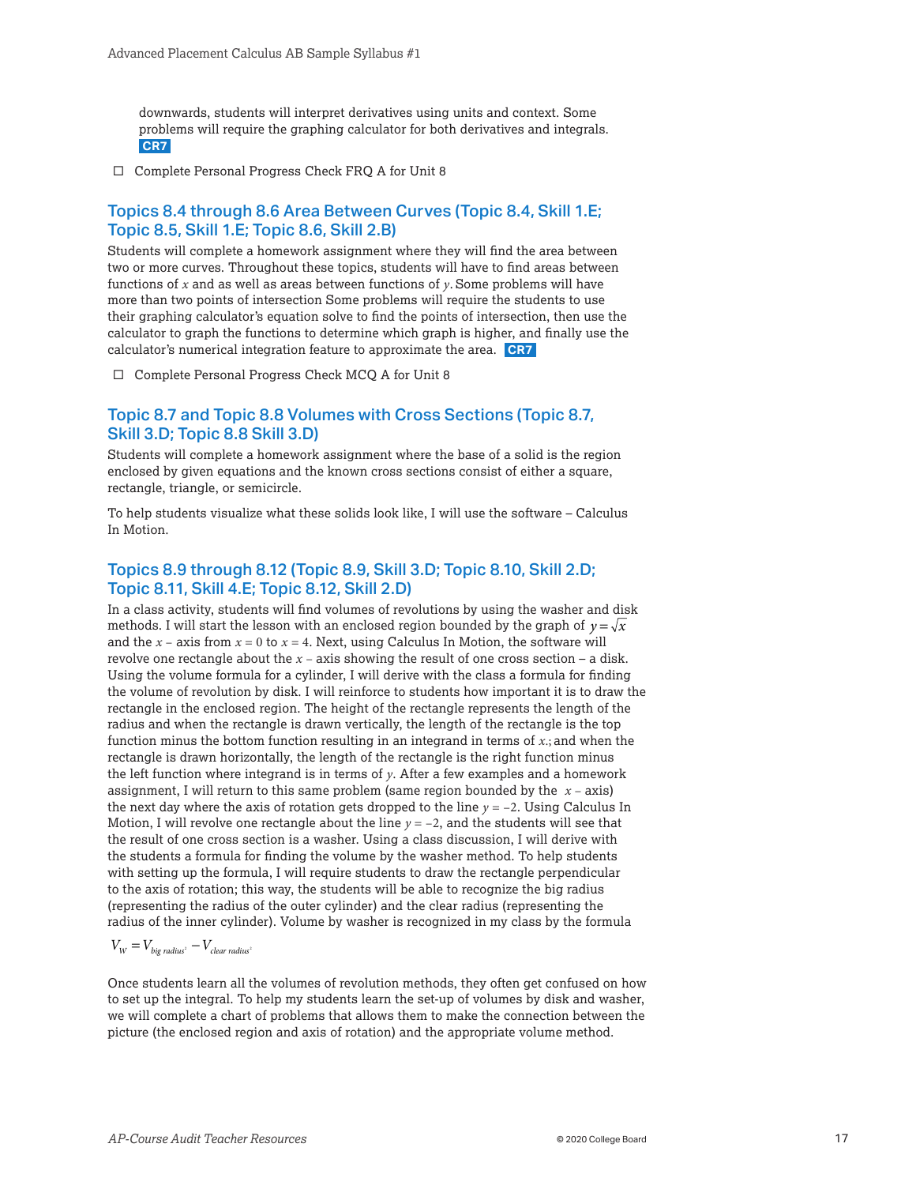downwards, students will interpret derivatives using units and context. Some problems will require the graphing calculator for both derivatives and integrals. **CR7**

- ☐ Complete Personal Progress Check FRQ A for Unit 8

## Topics 8.4 through 8.6 Area Between Curves (Topic 8.4, Skill 1.E; Topic 8.5, Skill 1.E; Topic 8.6, Skill 2.B)

Students will complete a homework assignment where they will find the area between two or more curves. Throughout these topics, students will have to find areas between functions of $x$ and as well as areas between functions of $y$. Some problems will have more than two points of intersection Some problems will require the students to use their graphing calculator's equation solve to find the points of intersection, then use the calculator to graph the functions to determine which graph is higher, and finally use the calculator's numerical integration feature to approximate the area. **CR7**

- ☐ Complete Personal Progress Check MCQ A for Unit 8

## Topic 8.7 and Topic 8.8 Volumes with Cross Sections (Topic 8.7, Skill 3.D; Topic 8.8 Skill 3.D)

Students will complete a homework assignment where the base of a solid is the region enclosed by given equations and the known cross sections consist of either a square, rectangle, triangle, or semicircle.

To help students visualize what these solids look like, I will use the software – Calculus In Motion.

## Topics 8.9 through 8.12 (Topic 8.9, Skill 3.D; Topic 8.10, Skill 2.D; Topic 8.11, Skill 4.E; Topic 8.12, Skill 2.D)

In a class activity, students will find volumes of revolutions by using the washer and disk methods. I will start the lesson with an enclosed region bounded by the graph of $y = \sqrt{x}$ and the $x$ – axis from $x = 0$ to $x = 4$. Next, using Calculus In Motion, the software will revolve one rectangle about the $x$ – axis showing the result of one cross section – a disk. Using the volume formula for a cylinder, I will derive with the class a formula for finding the volume of revolution by disk. I will reinforce to students how important it is to draw the rectangle in the enclosed region. The height of the rectangle represents the length of the radius and when the rectangle is drawn vertically, the length of the rectangle is the top function minus the bottom function resulting in an integrand in terms of $x$.; and when the rectangle is drawn horizontally, the length of the rectangle is the right function minus the left function where integrand is in terms of $y$. After a few examples and a homework assignment, I will return to this same problem (same region bounded by the $x$ – axis) the next day where the axis of rotation gets dropped to the line $y = -2$. Using Calculus In Motion, I will revolve one rectangle about the line $y = -2$, and the students will see that the result of one cross section is a washer. Using a class discussion, I will derive with the students a formula for finding the volume by the washer method. To help students with setting up the formula, I will require students to draw the rectangle perpendicular to the axis of rotation; this way, the students will be able to recognize the big radius (representing the radius of the outer cylinder) and the clear radius (representing the radius of the inner cylinder). Volume by washer is recognized in my class by the formula

$$V_W = V_{big\ radius^2} - V_{clear\ radius^2}$$

Once students learn all the volumes of revolution methods, they often get confused on how to set up the integral. To help my students learn the set-up of volumes by disk and washer, we will complete a chart of problems that allows them to make the connection between the picture (the enclosed region and axis of rotation) and the appropriate volume method.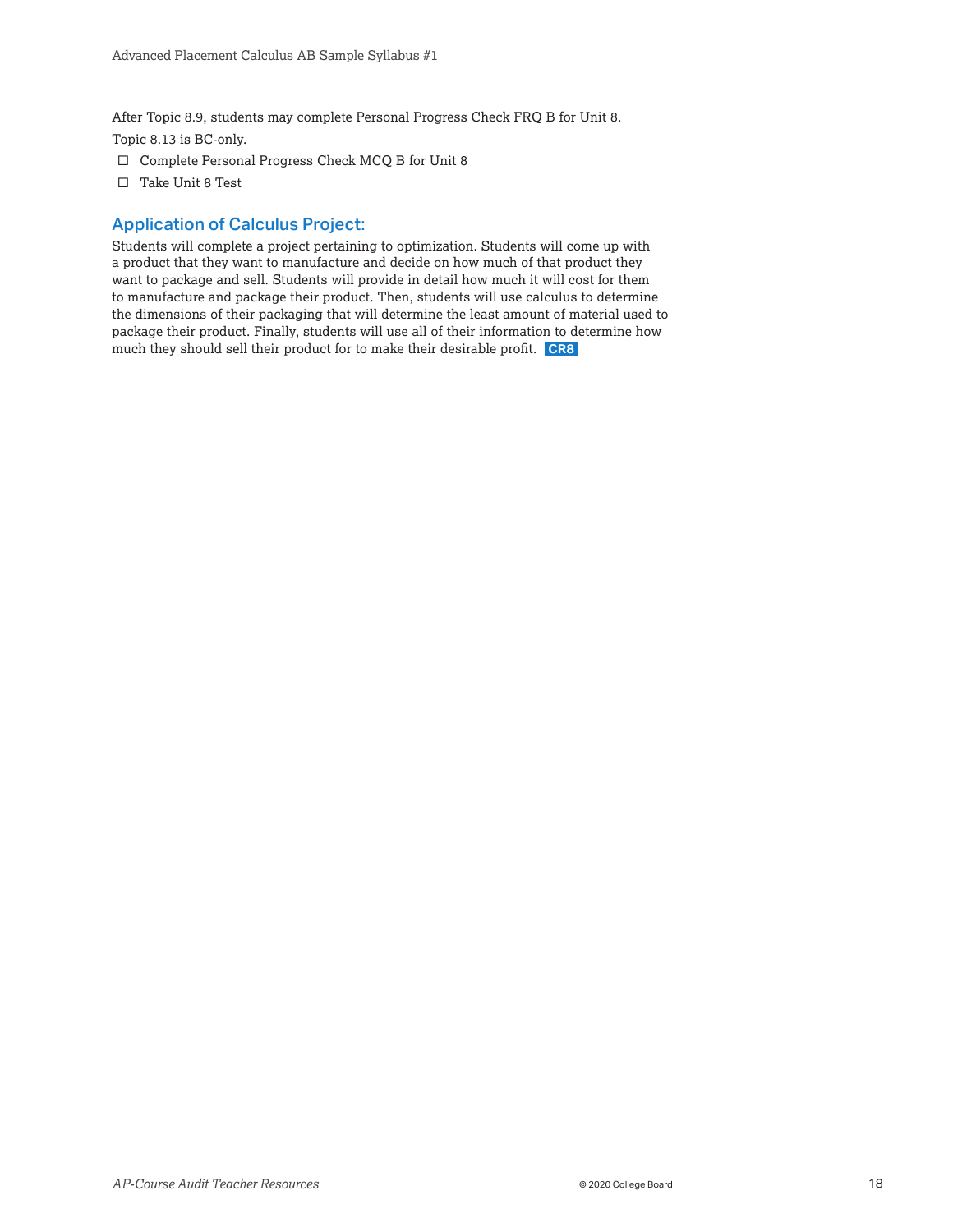After Topic 8.9, students may complete Personal Progress Check FRQ B for Unit 8.

Topic 8.13 is BC-only.

- ☐ Complete Personal Progress Check MCQ B for Unit 8
- ☐ Take Unit 8 Test

## Application of Calculus Project:

Students will complete a project pertaining to optimization. Students will come up with a product that they want to manufacture and decide on how much of that product they want to package and sell. Students will provide in detail how much it will cost for them to manufacture and package their product. Then, students will use calculus to determine the dimensions of their packaging that will determine the least amount of material used to package their product. Finally, students will use all of their information to determine how much they should sell their product for to make their desirable profit. **CR8**